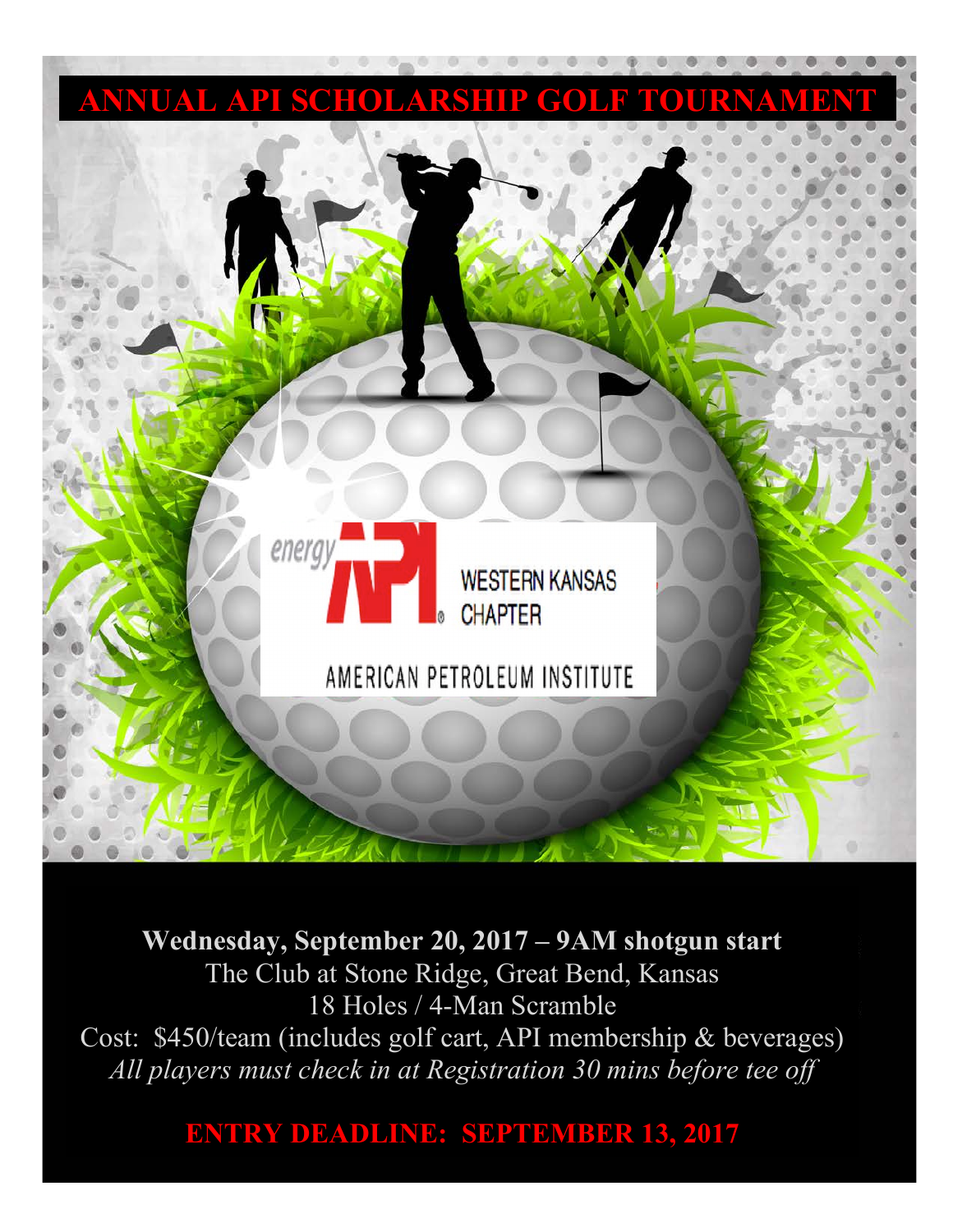# ANNUAL API SCHOLARSHIP GOLF TOURNAMENT

energy API WESTERN KANSAS CHAPTER

AMERICAN PETROLEUM INSTITUTE

**Wednesday, September 20, 2017 – 9AM shotgun start**

The Club at Stone Ridge, Great Bend, Kansas

18 Holes / 4-Man Scramble

Cost: $450/team (includes golf cart, API membership & beverages)

*All players must check in at Registration 30 mins before tee off*

**ENTRY DEADLINE: SEPTEMBER 13, 2017**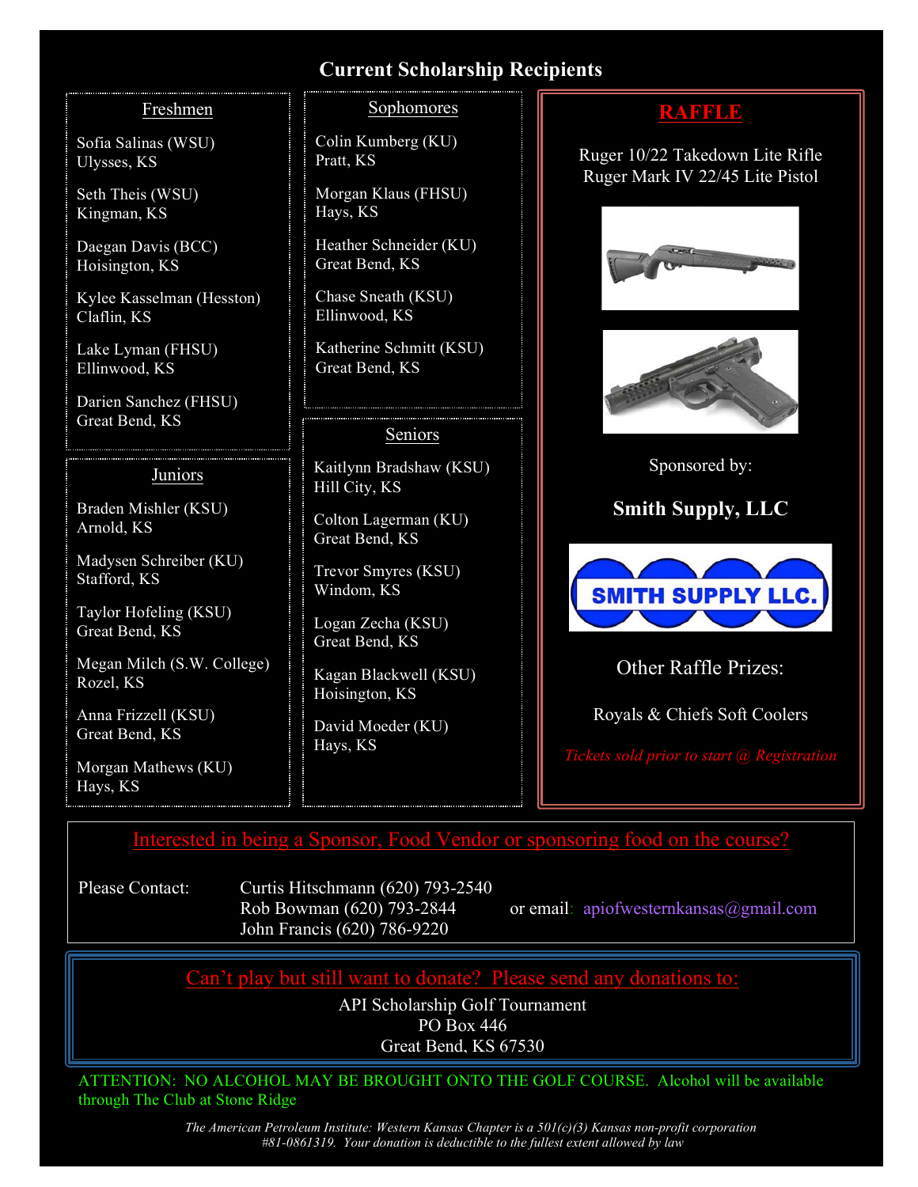## Current Scholarship Recipients

### Freshmen

Sofia Salinas (WSU)
Ulysses, KS

Seth Theis (WSU)
Kingman, KS

Daegan Davis (BCC)
Hoisington, KS

Kylee Kasselman (Hesston)
Claflin, KS

Lake Lyman (FHSU)
Ellinwood, KS

Darien Sanchez (FHSU)
Great Bend, KS

### Juniors

Braden Mishler (KSU)
Arnold, KS

Madysen Schreiber (KU)
Stafford, KS

Taylor Hofeling (KSU)
Great Bend, KS

Megan Milch (S.W. College)
Rozel, KS

Anna Frizzell (KSU)
Great Bend, KS

Morgan Mathews (KU)
Hays, KS

### Sophomores

Colin Kumberg (KU)
Pratt, KS

Morgan Klaus (FHSU)
Hays, KS

Heather Schneider (KU)
Great Bend, KS

Chase Sneath (KSU)
Ellinwood, KS

Katherine Schmitt (KSU)
Great Bend, KS

### Seniors

Kaitlynn Bradshaw (KSU)
Hill City, KS

Colton Lagerman (KU)
Great Bend, KS

Trevor Smyres (KSU)
Windom, KS

Logan Zecha (KSU)
Great Bend, KS

Kagan Blackwell (KSU)
Hoisington, KS

David Moeder (KU)
Hays, KS

## RAFFLE

Ruger 10/22 Takedown Lite Rifle
Ruger Mark IV 22/45 Lite Pistol

Sponsored by:

**Smith Supply, LLC**

SMITH SUPPLY LLC.

Other Raffle Prizes:

Royals & Chiefs Soft Coolers

*Tickets sold prior to start @ Registration*

---

Interested in being a Sponsor, Food Vendor or sponsoring food on the course?

Please Contact: Curtis Hitschmann (620) 793-2540
Rob Bowman (620) 793-2844
John Francis (620) 786-9220

or email: apiofwesternkansas@gmail.com

---

Can't play but still want to donate? Please send any donations to:

API Scholarship Golf Tournament
PO Box 446
Great Bend, KS 67530

---

ATTENTION: NO ALCOHOL MAY BE BROUGHT ONTO THE GOLF COURSE. Alcohol will be available through The Club at Stone Ridge

*The American Petroleum Institute: Western Kansas Chapter is a 501(c)(3) Kansas non-profit corporation #81-0861319. Your donation is deductible to the fullest extent allowed by law*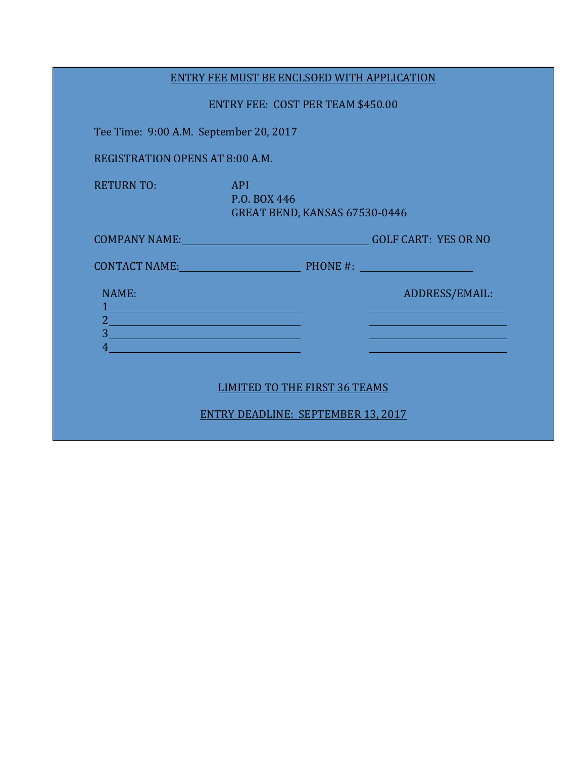ENTRY FEE MUST BE ENCLSOED WITH APPLICATION

ENTRY FEE: COST PER TEAM $450.00

Tee Time: 9:00 A.M. September 20, 2017

REGISTRATION OPENS AT 8:00 A.M.

RETURN TO: API
P.O. BOX 446
GREAT BEND, KANSAS 67530-0446

COMPANY NAME:______________________________ GOLF CART: YES OR NO

CONTACT NAME:____________________ PHONE #: ____________________

| NAME: | ADDRESS/EMAIL: |
| --- | --- |
| 1______________________________ | ______________________ |
| 2______________________________ | ______________________ |
| 3______________________________ | ______________________ |
| 4______________________________ | ______________________ |

LIMITED TO THE FIRST 36 TEAMS

ENTRY DEADLINE: SEPTEMBER 13, 2017